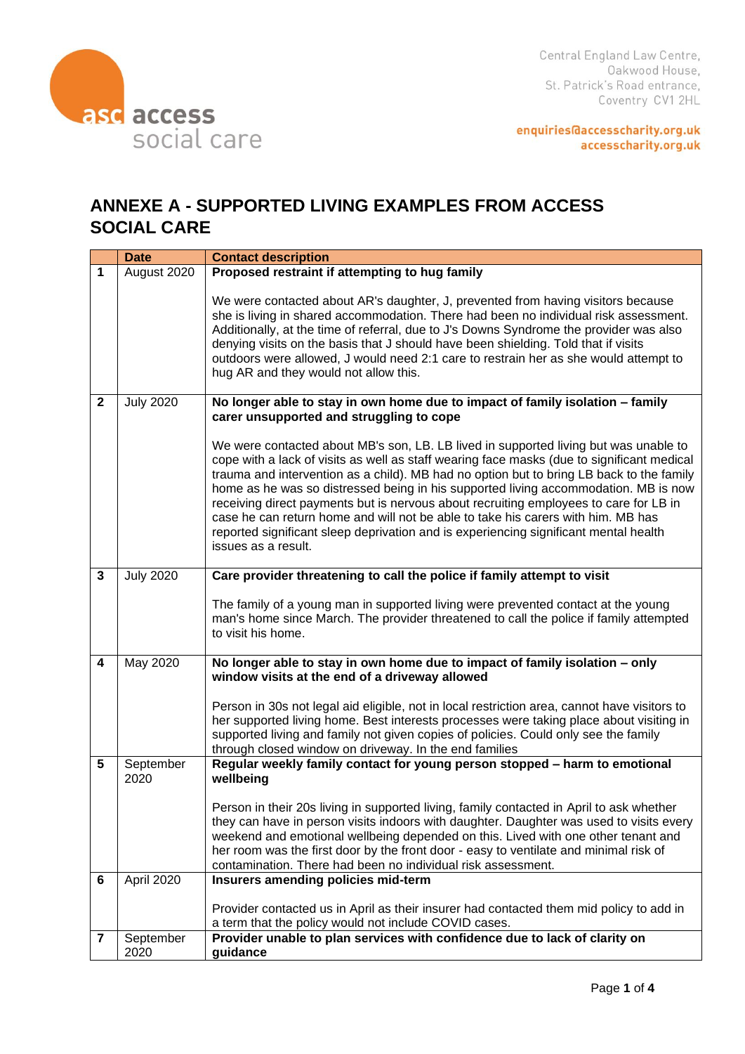access social care

Central England Law Centre,
Oakwood House,
St. Patrick's Road entrance,
Coventry CV1 2HL

enquiries@accesscharity.org.uk
accesscharity.org.uk

# ANNEXE A - SUPPORTED LIVING EXAMPLES FROM ACCESS SOCIAL CARE

| | Date | Contact description |
|---|---|---|
| 1 | August 2020 | **Proposed restraint if attempting to hug family**<br><br>We were contacted about AR's daughter, J, prevented from having visitors because she is living in shared accommodation. There had been no individual risk assessment. Additionally, at the time of referral, due to J's Downs Syndrome the provider was also denying visits on the basis that J should have been shielding. Told that if visits outdoors were allowed, J would need 2:1 care to restrain her as she would attempt to hug AR and they would not allow this. |
| 2 | July 2020 | **No longer able to stay in own home due to impact of family isolation – family carer unsupported and struggling to cope**<br><br>We were contacted about MB's son, LB. LB lived in supported living but was unable to cope with a lack of visits as well as staff wearing face masks (due to significant medical trauma and intervention as a child). MB had no option but to bring LB back to the family home as he was so distressed being in his supported living accommodation. MB is now receiving direct payments but is nervous about recruiting employees to care for LB in case he can return home and will not be able to take his carers with him. MB has reported significant sleep deprivation and is experiencing significant mental health issues as a result. |
| 3 | July 2020 | **Care provider threatening to call the police if family attempt to visit**<br><br>The family of a young man in supported living were prevented contact at the young man's home since March. The provider threatened to call the police if family attempted to visit his home. |
| 4 | May 2020 | **No longer able to stay in own home due to impact of family isolation – only window visits at the end of a driveway allowed**<br><br>Person in 30s not legal aid eligible, not in local restriction area, cannot have visitors to her supported living home. Best interests processes were taking place about visiting in supported living and family not given copies of policies. Could only see the family through closed window on driveway. In the end families |
| 5 | September 2020 | **Regular weekly family contact for young person stopped – harm to emotional wellbeing**<br><br>Person in their 20s living in supported living, family contacted in April to ask whether they can have in person visits indoors with daughter. Daughter was used to visits every weekend and emotional wellbeing depended on this. Lived with one other tenant and her room was the first door by the front door - easy to ventilate and minimal risk of contamination. There had been no individual risk assessment. |
| 6 | April 2020 | **Insurers amending policies mid-term**<br><br>Provider contacted us in April as their insurer had contacted them mid policy to add in a term that the policy would not include COVID cases. |
| 7 | September 2020 | **Provider unable to plan services with confidence due to lack of clarity on guidance** |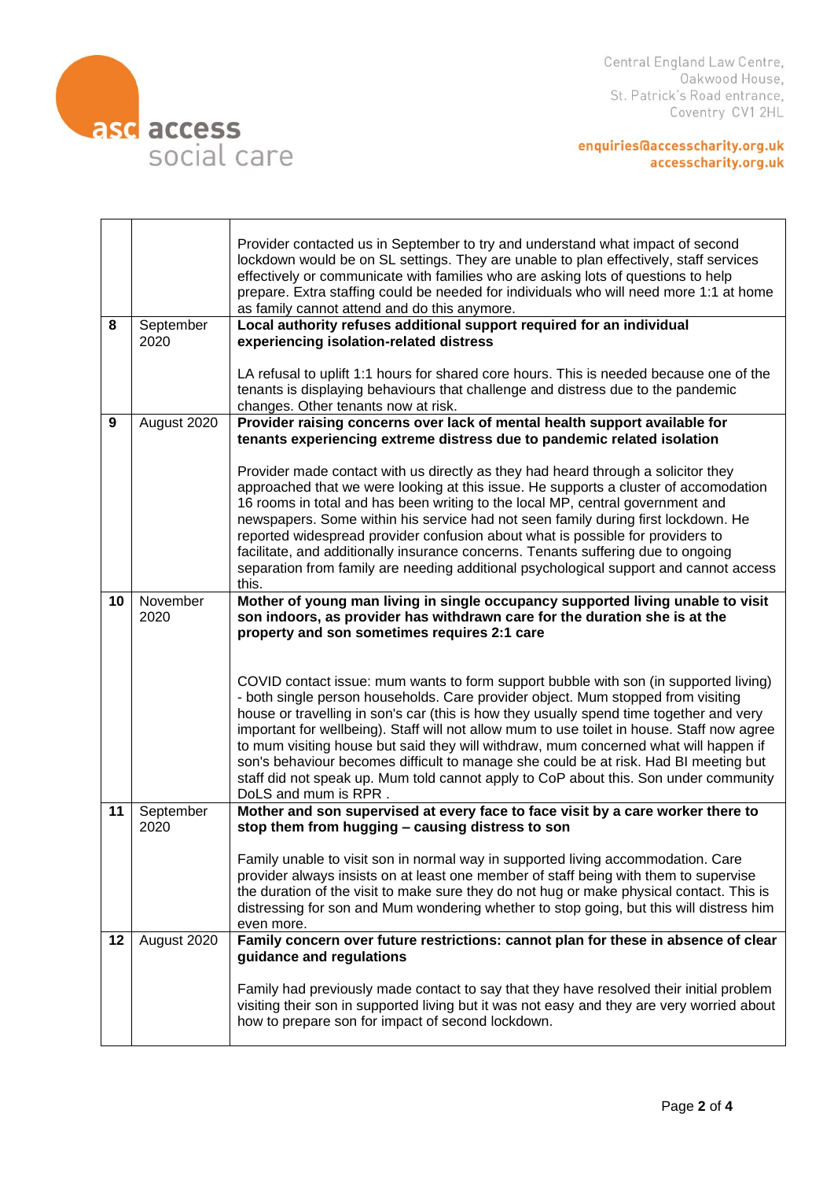| | | |
|---|---|---|
| | | Provider contacted us in September to try and understand what impact of second lockdown would be on SL settings. They are unable to plan effectively, staff services effectively or communicate with families who are asking lots of questions to help prepare. Extra staffing could be needed for individuals who will need more 1:1 at home as family cannot attend and do this anymore. |
| 8 | September 2020 | **Local authority refuses additional support required for an individual experiencing isolation-related distress**<br><br>LA refusal to uplift 1:1 hours for shared core hours. This is needed because one of the tenants is displaying behaviours that challenge and distress due to the pandemic changes. Other tenants now at risk. |
| 9 | August 2020 | **Provider raising concerns over lack of mental health support available for tenants experiencing extreme distress due to pandemic related isolation**<br><br>Provider made contact with us directly as they had heard through a solicitor they approached that we were looking at this issue. He supports a cluster of accomodation 16 rooms in total and has been writing to the local MP, central government and newspapers. Some within his service had not seen family during first lockdown. He reported widespread provider confusion about what is possible for providers to facilitate, and additionally insurance concerns. Tenants suffering due to ongoing separation from family are needing additional psychological support and cannot access this. |
| 10 | November 2020 | **Mother of young man living in single occupancy supported living unable to visit son indoors, as provider has withdrawn care for the duration she is at the property and son sometimes requires 2:1 care**<br><br>COVID contact issue: mum wants to form support bubble with son (in supported living) - both single person households. Care provider object. Mum stopped from visiting house or travelling in son's car (this is how they usually spend time together and very important for wellbeing). Staff will not allow mum to use toilet in house. Staff now agree to mum visiting house but said they will withdraw, mum concerned what will happen if son's behaviour becomes difficult to manage she could be at risk. Had BI meeting but staff did not speak up. Mum told cannot apply to CoP about this. Son under community DoLS and mum is RPR . |
| 11 | September 2020 | **Mother and son supervised at every face to face visit by a care worker there to stop them from hugging – causing distress to son**<br><br>Family unable to visit son in normal way in supported living accommodation. Care provider always insists on at least one member of staff being with them to supervise the duration of the visit to make sure they do not hug or make physical contact. This is distressing for son and Mum wondering whether to stop going, but this will distress him even more. |
| 12 | August 2020 | **Family concern over future restrictions: cannot plan for these in absence of clear guidance and regulations**<br><br>Family had previously made contact to say that they have resolved their initial problem visiting their son in supported living but it was not easy and they are very worried about how to prepare son for impact of second lockdown. |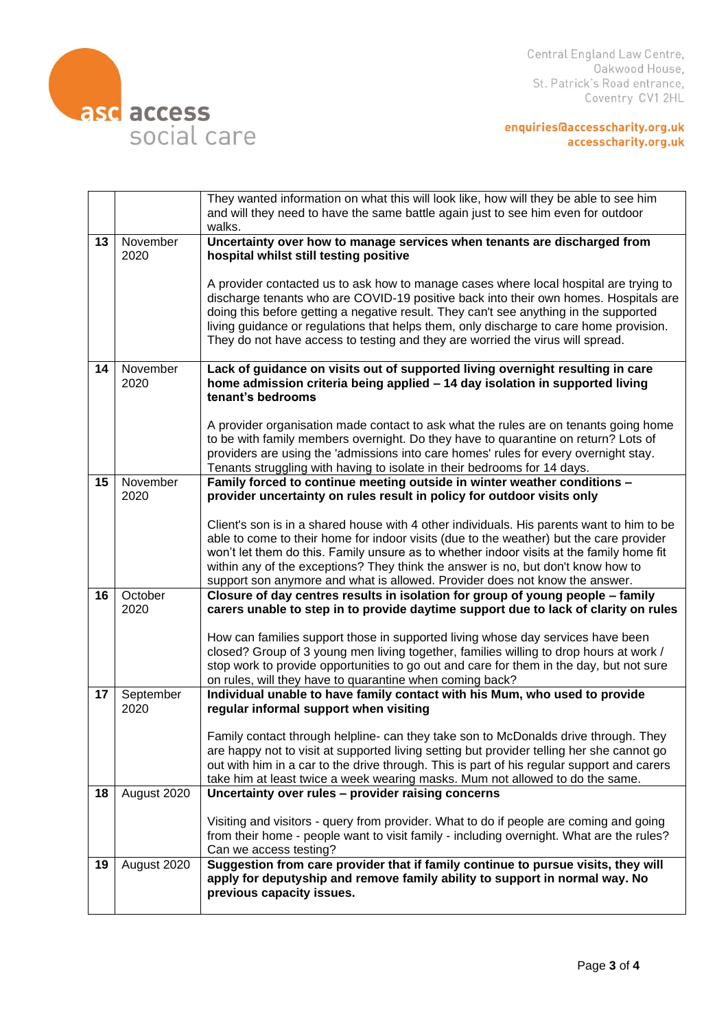| | | |
|---|---|---|
| | | They wanted information on what this will look like, how will they be able to see him and will they need to have the same battle again just to see him even for outdoor walks. |
| 13 | November 2020 | **Uncertainty over how to manage services when tenants are discharged from hospital whilst still testing positive**<br><br>A provider contacted us to ask how to manage cases where local hospital are trying to discharge tenants who are COVID-19 positive back into their own homes. Hospitals are doing this before getting a negative result. They can't see anything in the supported living guidance or regulations that helps them, only discharge to care home provision. They do not have access to testing and they are worried the virus will spread. |
| 14 | November 2020 | **Lack of guidance on visits out of supported living overnight resulting in care home admission criteria being applied – 14 day isolation in supported living tenant's bedrooms**<br><br>A provider organisation made contact to ask what the rules are on tenants going home to be with family members overnight. Do they have to quarantine on return? Lots of providers are using the 'admissions into care homes' rules for every overnight stay. Tenants struggling with having to isolate in their bedrooms for 14 days. |
| 15 | November 2020 | **Family forced to continue meeting outside in winter weather conditions – provider uncertainty on rules result in policy for outdoor visits only**<br><br>Client's son is in a shared house with 4 other individuals. His parents want to him to be able to come to their home for indoor visits (due to the weather) but the care provider won't let them do this. Family unsure as to whether indoor visits at the family home fit within any of the exceptions? They think the answer is no, but don't know how to support son anymore and what is allowed. Provider does not know the answer. |
| 16 | October 2020 | **Closure of day centres results in isolation for group of young people – family carers unable to step in to provide daytime support due to lack of clarity on rules**<br><br>How can families support those in supported living whose day services have been closed? Group of 3 young men living together, families willing to drop hours at work / stop work to provide opportunities to go out and care for them in the day, but not sure on rules, will they have to quarantine when coming back? |
| 17 | September 2020 | **Individual unable to have family contact with his Mum, who used to provide regular informal support when visiting**<br><br>Family contact through helpline- can they take son to McDonalds drive through. They are happy not to visit at supported living setting but provider telling her she cannot go out with him in a car to the drive through. This is part of his regular support and carers take him at least twice a week wearing masks. Mum not allowed to do the same. |
| 18 | August 2020 | **Uncertainty over rules – provider raising concerns**<br><br>Visiting and visitors - query from provider. What to do if people are coming and going from their home - people want to visit family - including overnight. What are the rules? Can we access testing? |
| 19 | August 2020 | **Suggestion from care provider that if family continue to pursue visits, they will apply for deputyship and remove family ability to support in normal way. No previous capacity issues.** |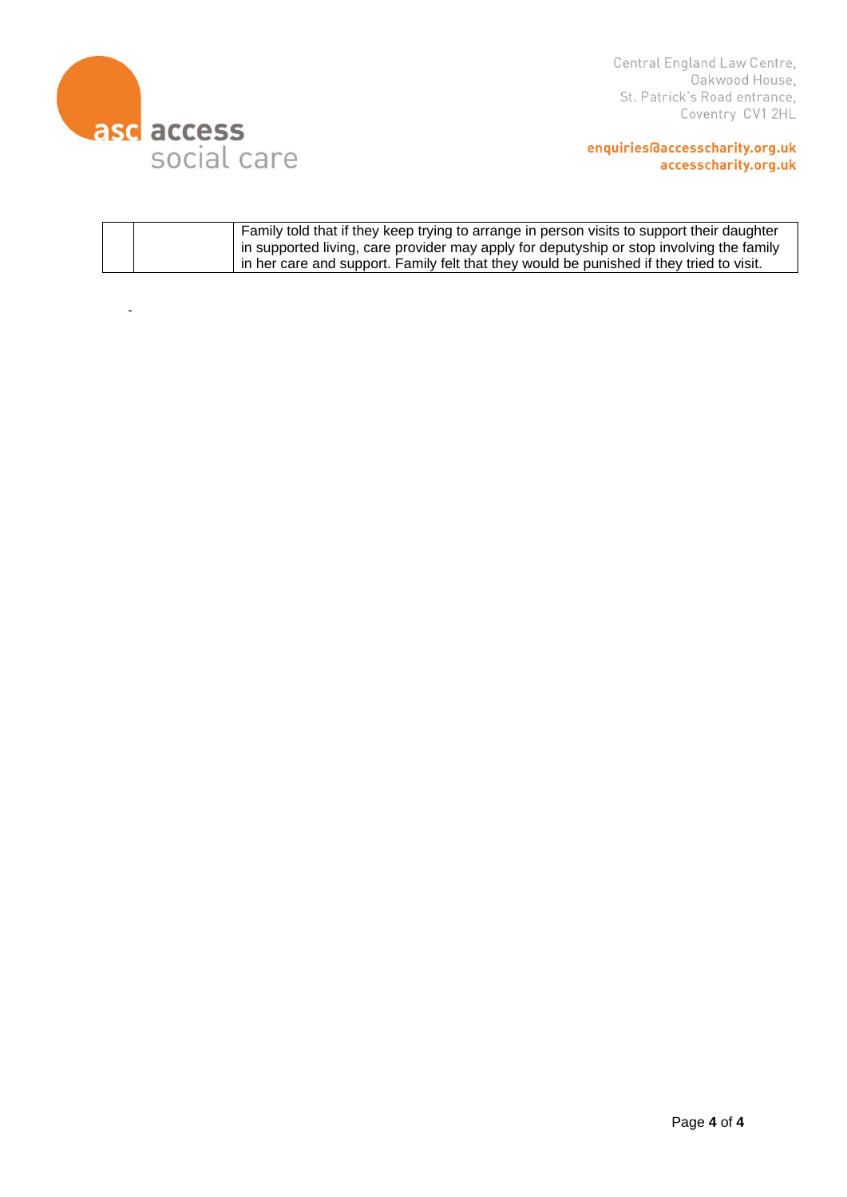| | | |
|---|---|---|
| | | Family told that if they keep trying to arrange in person visits to support their daughter in supported living, care provider may apply for deputyship or stop involving the family in her care and support. Family felt that they would be punished if they tried to visit. |

-